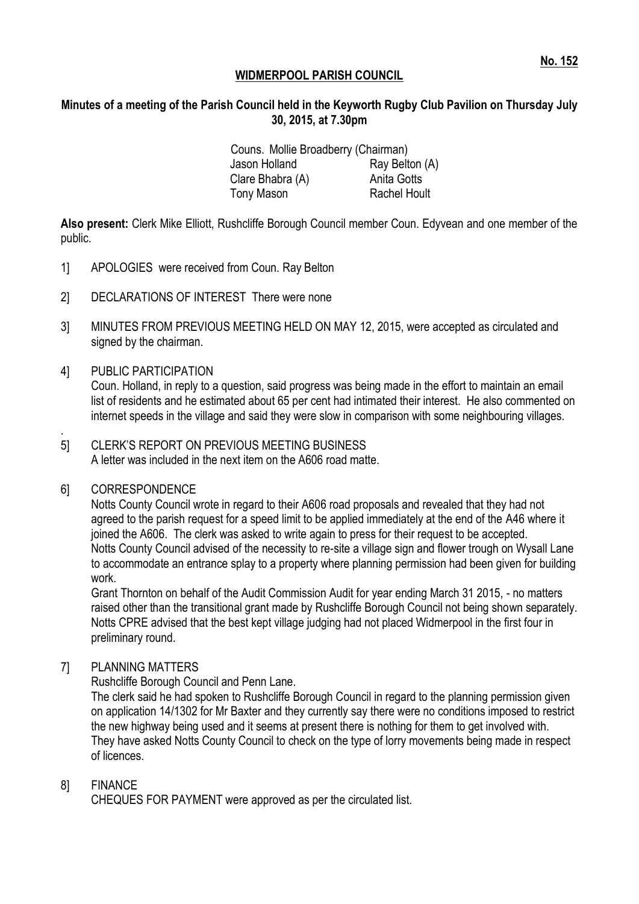**No. 152**

## WIDMERPOOL PARISH COUNCIL

### Minutes of a meeting of the Parish Council held in the Keyworth Rugby Club Pavilion on Thursday July 30, 2015, at 7.30pm

Couns. Mollie Broadberry (Chairman)

| | |
|---|---|
| Jason Holland | Ray Belton (A) |
| Clare Bhabra (A) | Anita Gotts |
| Tony Mason | Rachel Hoult |

**Also present:** Clerk Mike Elliott, Rushcliffe Borough Council member Coun. Edyvean and one member of the public.

1] APOLOGIES were received from Coun. Ray Belton

2] DECLARATIONS OF INTEREST There were none

3] MINUTES FROM PREVIOUS MEETING HELD ON MAY 12, 2015, were accepted as circulated and signed by the chairman.

4] PUBLIC PARTICIPATION
Coun. Holland, in reply to a question, said progress was being made in the effort to maintain an email list of residents and he estimated about 65 per cent had intimated their interest. He also commented on internet speeds in the village and said they were slow in comparison with some neighbouring villages.

.

5] CLERK'S REPORT ON PREVIOUS MEETING BUSINESS
A letter was included in the next item on the A606 road matte.

6] CORRESPONDENCE
Notts County Council wrote in regard to their A606 road proposals and revealed that they had not agreed to the parish request for a speed limit to be applied immediately at the end of the A46 where it joined the A606. The clerk was asked to write again to press for their request to be accepted.
Notts County Council advised of the necessity to re-site a village sign and flower trough on Wysall Lane to accommodate an entrance splay to a property where planning permission had been given for building work.
Grant Thornton on behalf of the Audit Commission Audit for year ending March 31 2015, - no matters raised other than the transitional grant made by Rushcliffe Borough Council not being shown separately.
Notts CPRE advised that the best kept village judging had not placed Widmerpool in the first four in preliminary round.

7] PLANNING MATTERS
Rushcliffe Borough Council and Penn Lane.
The clerk said he had spoken to Rushcliffe Borough Council in regard to the planning permission given on application 14/1302 for Mr Baxter and they currently say there were no conditions imposed to restrict the new highway being used and it seems at present there is nothing for them to get involved with. They have asked Notts County Council to check on the type of lorry movements being made in respect of licences.

8] FINANCE
CHEQUES FOR PAYMENT were approved as per the circulated list.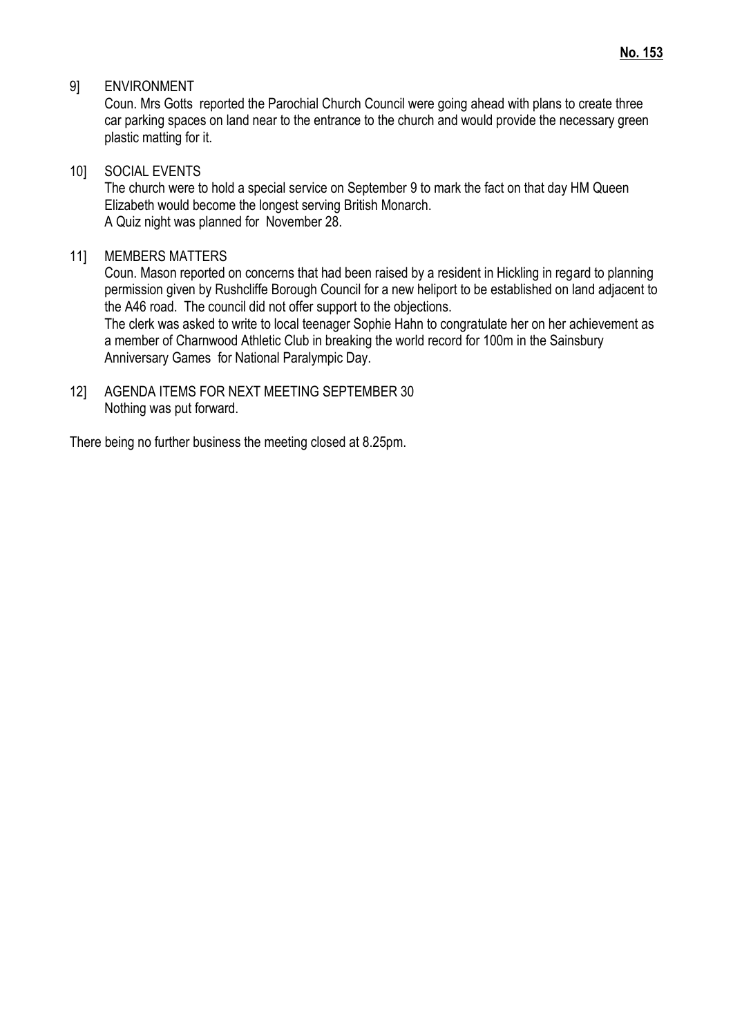9] ENVIRONMENT

Coun. Mrs Gotts reported the Parochial Church Council were going ahead with plans to create three car parking spaces on land near to the entrance to the church and would provide the necessary green plastic matting for it.

10] SOCIAL EVENTS

The church were to hold a special service on September 9 to mark the fact on that day HM Queen Elizabeth would become the longest serving British Monarch.
A Quiz night was planned for November 28.

11] MEMBERS MATTERS

Coun. Mason reported on concerns that had been raised by a resident in Hickling in regard to planning permission given by Rushcliffe Borough Council for a new heliport to be established on land adjacent to the A46 road. The council did not offer support to the objections.
The clerk was asked to write to local teenager Sophie Hahn to congratulate her on her achievement as a member of Charnwood Athletic Club in breaking the world record for 100m in the Sainsbury Anniversary Games for National Paralympic Day.

12] AGENDA ITEMS FOR NEXT MEETING SEPTEMBER 30

Nothing was put forward.

There being no further business the meeting closed at 8.25pm.